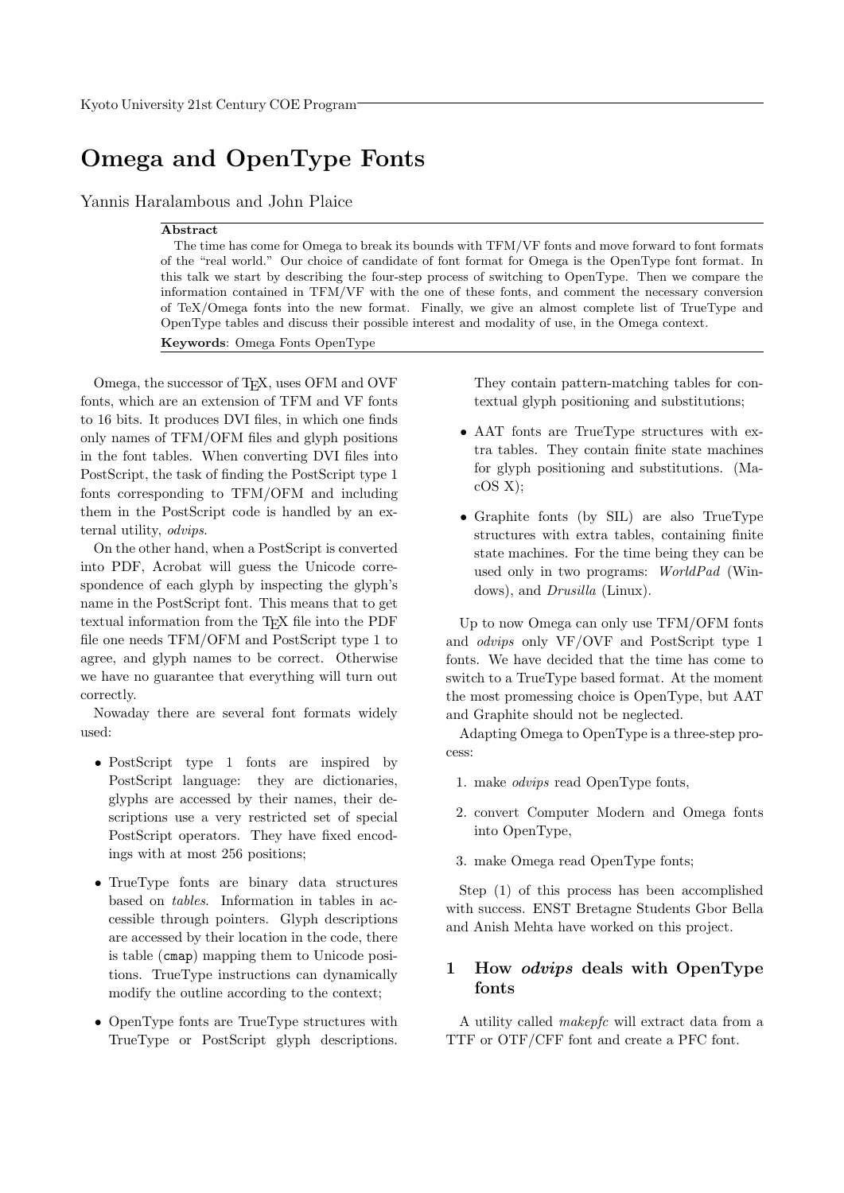# Omega and OpenType Fonts

Yannis Haralambous and John Plaice

**Abstract**

The time has come for Omega to break its bounds with TFM/VF fonts and move forward to font formats of the "real world." Our choice of candidate of font format for Omega is the OpenType font format. In this talk we start by describing the four-step process of switching to OpenType. Then we compare the information contained in TFM/VF with the one of these fonts, and comment the necessary conversion of TeX/Omega fonts into the new format. Finally, we give an almost complete list of TrueType and OpenType tables and discuss their possible interest and modality of use, in the Omega context.

**Keywords**: Omega Fonts OpenType

Omega, the successor of TEX, uses OFM and OVF fonts, which are an extension of TFM and VF fonts to 16 bits. It produces DVI files, in which one finds only names of TFM/OFM files and glyph positions in the font tables. When converting DVI files into PostScript, the task of finding the PostScript type 1 fonts corresponding to TFM/OFM and including them in the PostScript code is handled by an external utility, *odvips*.

On the other hand, when a PostScript is converted into PDF, Acrobat will guess the Unicode correspondence of each glyph by inspecting the glyph's name in the PostScript font. This means that to get textual information from the TEX file into the PDF file one needs TFM/OFM and PostScript type 1 to agree, and glyph names to be correct. Otherwise we have no guarantee that everything will turn out correctly.

Nowaday there are several font formats widely used:

- PostScript type 1 fonts are inspired by PostScript language: they are dictionaries, glyphs are accessed by their names, their descriptions use a very restricted set of special PostScript operators. They have fixed encodings with at most 256 positions;
- TrueType fonts are binary data structures based on *tables*. Information in tables in accessible through pointers. Glyph descriptions are accessed by their location in the code, there is table (`cmap`) mapping them to Unicode positions. TrueType instructions can dynamically modify the outline according to the context;
- OpenType fonts are TrueType structures with TrueType or PostScript glyph descriptions. They contain pattern-matching tables for contextual glyph positioning and substitutions;
- AAT fonts are TrueType structures with extra tables. They contain finite state machines for glyph positioning and substitutions. (MacOS X);
- Graphite fonts (by SIL) are also TrueType structures with extra tables, containing finite state machines. For the time being they can be used only in two programs: *WorldPad* (Windows), and *Drusilla* (Linux).

Up to now Omega can only use TFM/OFM fonts and *odvips* only VF/OVF and PostScript type 1 fonts. We have decided that the time has come to switch to a TrueType based format. At the moment the most promessing choice is OpenType, but AAT and Graphite should not be neglected.

Adapting Omega to OpenType is a three-step process:

1. make *odvips* read OpenType fonts,
2. convert Computer Modern and Omega fonts into OpenType,
3. make Omega read OpenType fonts;

Step (1) of this process has been accomplished with success. ENST Bretagne Students Gbor Bella and Anish Mehta have worked on this project.

## 1 How *odvips* deals with OpenType fonts

A utility called *makepfc* will extract data from a TTF or OTF/CFF font and create a PFC font.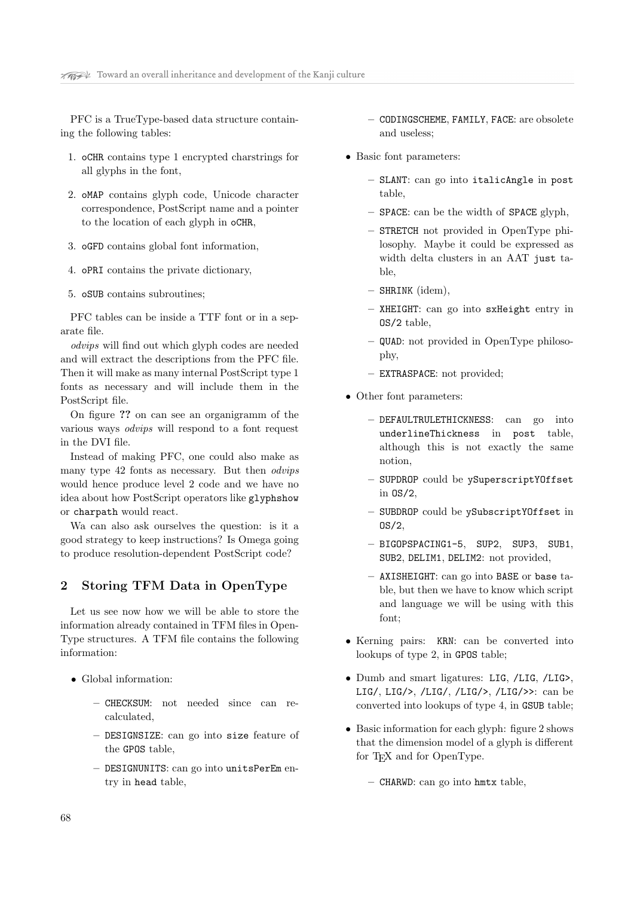PFC is a TrueType-based data structure containing the following tables:

1. `oCHR` contains type 1 encrypted charstrings for all glyphs in the font,
2. `oMAP` contains glyph code, Unicode character correspondence, PostScript name and a pointer to the location of each glyph in `oCHR`,
3. `oGFD` contains global font information,
4. `oPRI` contains the private dictionary,
5. `oSUB` contains subroutines;

PFC tables can be inside a TTF font or in a separate file.

*odvips* will find out which glyph codes are needed and will extract the descriptions from the PFC file. Then it will make as many internal PostScript type 1 fonts as necessary and will include them in the PostScript file.

On figure **??** on can see an organigramm of the various ways *odvips* will respond to a font request in the DVI file.

Instead of making PFC, one could also make as many type 42 fonts as necessary. But then *odvips* would hence produce level 2 code and we have no idea about how PostScript operators like `glyphshow` or `charpath` would react.

Wa can also ask ourselves the question: is it a good strategy to keep instructions? Is Omega going to produce resolution-dependent PostScript code?

## 2 Storing TFM Data in OpenType

Let us see now how we will be able to store the information already contained in TFM files in OpenType structures. A TFM file contains the following information:

- Global information:
  - `CHECKSUM`: not needed since can recalculated,
  - `DESIGNSIZE`: can go into `size` feature of the `GPOS` table,
  - `DESIGNUNITS`: can go into `unitsPerEm` entry in `head` table,
  - `CODINGSCHEME`, `FAMILY`, `FACE`: are obsolete and useless;
- Basic font parameters:
  - `SLANT`: can go into `italicAngle` in `post` table,
  - `SPACE`: can be the width of `SPACE` glyph,
  - `STRETCH` not provided in OpenType philosophy. Maybe it could be expressed as width delta clusters in an AAT `just` table,
  - `SHRINK` (idem),
  - `XHEIGHT`: can go into `sxHeight` entry in `OS/2` table,
  - `QUAD`: not provided in OpenType philosophy,
  - `EXTRASPACE`: not provided;
- Other font parameters:
  - `DEFAULTRULETHICKNESS`: can go into `underlineThickness` in `post` table, although this is not exactly the same notion,
  - `SUPDROP` could be `ySuperscriptYOffset` in `OS/2`,
  - `SUBDROP` could be `ySubscriptYOffset` in `OS/2`,
  - `BIGOPSPACING1-5`, `SUP2`, `SUP3`, `SUB1`, `SUB2`, `DELIM1`, `DELIM2`: not provided,
  - `AXISHEIGHT`: can go into `BASE` or `base` table, but then we have to know which script and language we will be using with this font;
- Kerning pairs: `KRN`: can be converted into lookups of type 2, in `GPOS` table;
- Dumb and smart ligatures: `LIG`, `/LIG`, `/LIG>`, `LIG/`, `LIG/>`, `/LIG/`, `/LIG/>`, `/LIG/>>`: can be converted into lookups of type 4, in `GSUB` table;
- Basic information for each glyph: figure 2 shows that the dimension model of a glyph is different for TEX and for OpenType.
  - `CHARWD`: can go into `hmtx` table,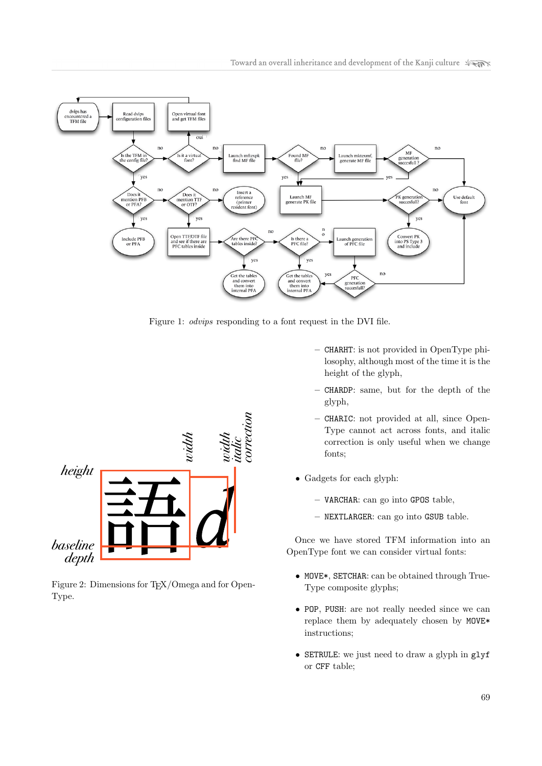Figure 1: *odvips* responding to a font request in the DVI file.

Figure 2: Dimensions for TEX/Omega and for OpenType.

- CHARHT: is not provided in OpenType philosophy, although most of the time it is the height of the glyph,
- CHARDP: same, but for the depth of the glyph,
- CHARIC: not provided at all, since OpenType cannot act across fonts, and italic correction is only useful when we change fonts;

- Gadgets for each glyph:
  - VARCHAR: can go into GPOS table,
  - NEXTLARGER: can go into GSUB table.

Once we have stored TFM information into an OpenType font we can consider virtual fonts:

- MOVE*, SETCHAR: can be obtained through TrueType composite glyphs;
- POP, PUSH: are not really needed since we can replace them by adequately chosen by MOVE* instructions;
- SETRULE: we just need to draw a glyph in glyf or CFF table;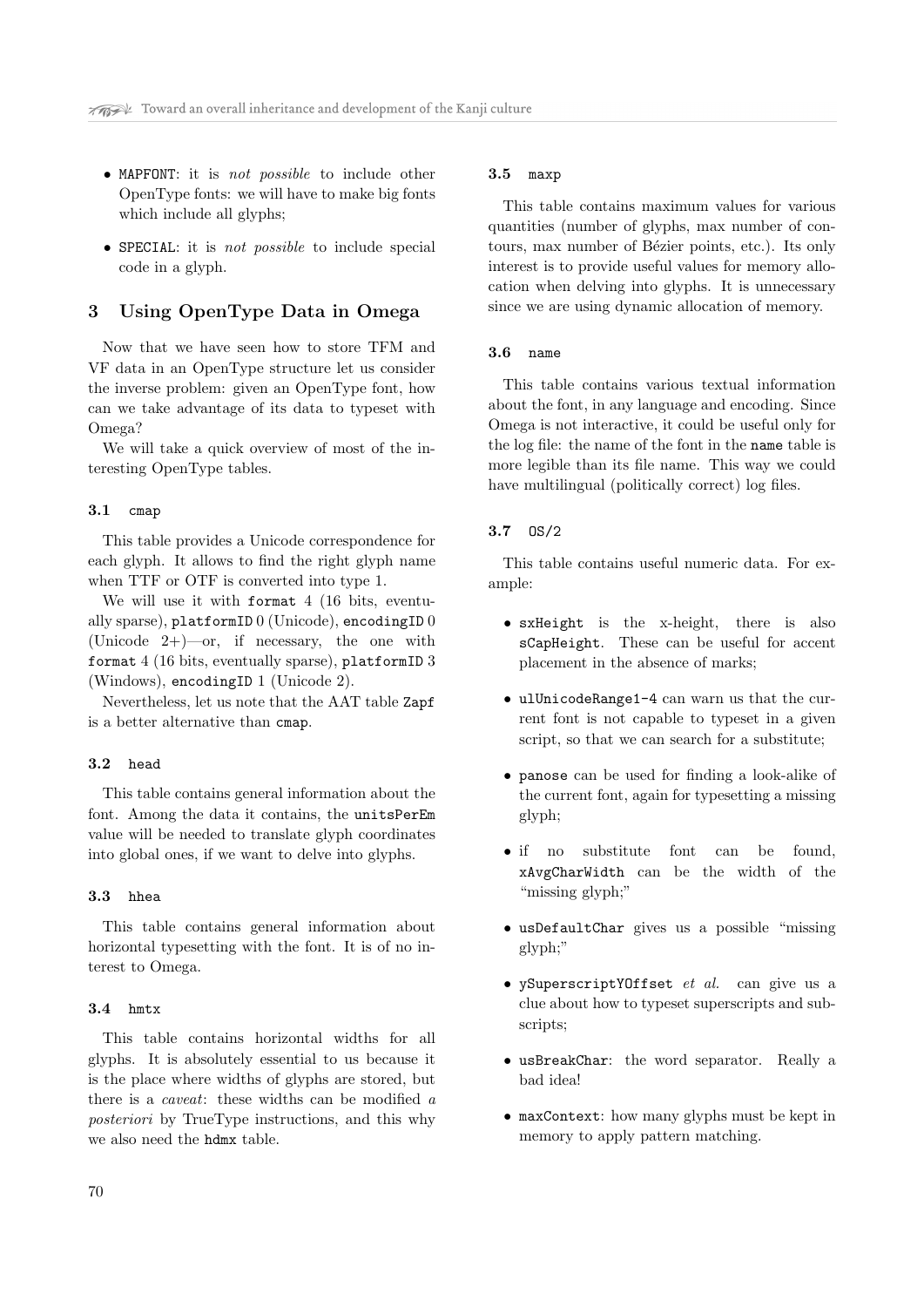- MAPFONT: it is *not possible* to include other OpenType fonts: we will have to make big fonts which include all glyphs;
- SPECIAL: it is *not possible* to include special code in a glyph.

## 3 Using OpenType Data in Omega

Now that we have seen how to store TFM and VF data in an OpenType structure let us consider the inverse problem: given an OpenType font, how can we take advantage of its data to typeset with Omega?

We will take a quick overview of most of the interesting OpenType tables.

### 3.1 `cmap`

This table provides a Unicode correspondence for each glyph. It allows to find the right glyph name when TTF or OTF is converted into type 1.

We will use it with `format` 4 (16 bits, eventually sparse), `platformID` 0 (Unicode), `encodingID` 0 (Unicode 2+)—or, if necessary, the one with `format` 4 (16 bits, eventually sparse), `platformID` 3 (Windows), `encodingID` 1 (Unicode 2).

Nevertheless, let us note that the AAT table `Zapf` is a better alternative than `cmap`.

### 3.2 `head`

This table contains general information about the font. Among the data it contains, the `unitsPerEm` value will be needed to translate glyph coordinates into global ones, if we want to delve into glyphs.

### 3.3 `hhea`

This table contains general information about horizontal typesetting with the font. It is of no interest to Omega.

### 3.4 `hmtx`

This table contains horizontal widths for all glyphs. It is absolutely essential to us because it is the place where widths of glyphs are stored, but there is a *caveat*: these widths can be modified *a posteriori* by TrueType instructions, and this why we also need the `hdmx` table.

### 3.5 `maxp`

This table contains maximum values for various quantities (number of glyphs, max number of contours, max number of Bézier points, etc.). Its only interest is to provide useful values for memory allocation when delving into glyphs. It is unnecessary since we are using dynamic allocation of memory.

### 3.6 `name`

This table contains various textual information about the font, in any language and encoding. Since Omega is not interactive, it could be useful only for the log file: the name of the font in the `name` table is more legible than its file name. This way we could have multilingual (politically correct) log files.

### 3.7 `OS/2`

This table contains useful numeric data. For example:

- `sxHeight` is the x-height, there is also `sCapHeight`. These can be useful for accent placement in the absence of marks;
- `ulUnicodeRange1-4` can warn us that the current font is not capable to typeset in a given script, so that we can search for a substitute;
- `panose` can be used for finding a look-alike of the current font, again for typesetting a missing glyph;
- if no substitute font can be found, `xAvgCharWidth` can be the width of the "missing glyph;"
- `usDefaultChar` gives us a possible "missing glyph;"
- `ySuperscriptYOffset` *et al.* can give us a clue about how to typeset superscripts and subscripts;
- `usBreakChar`: the word separator. Really a bad idea!
- `maxContext`: how many glyphs must be kept in memory to apply pattern matching.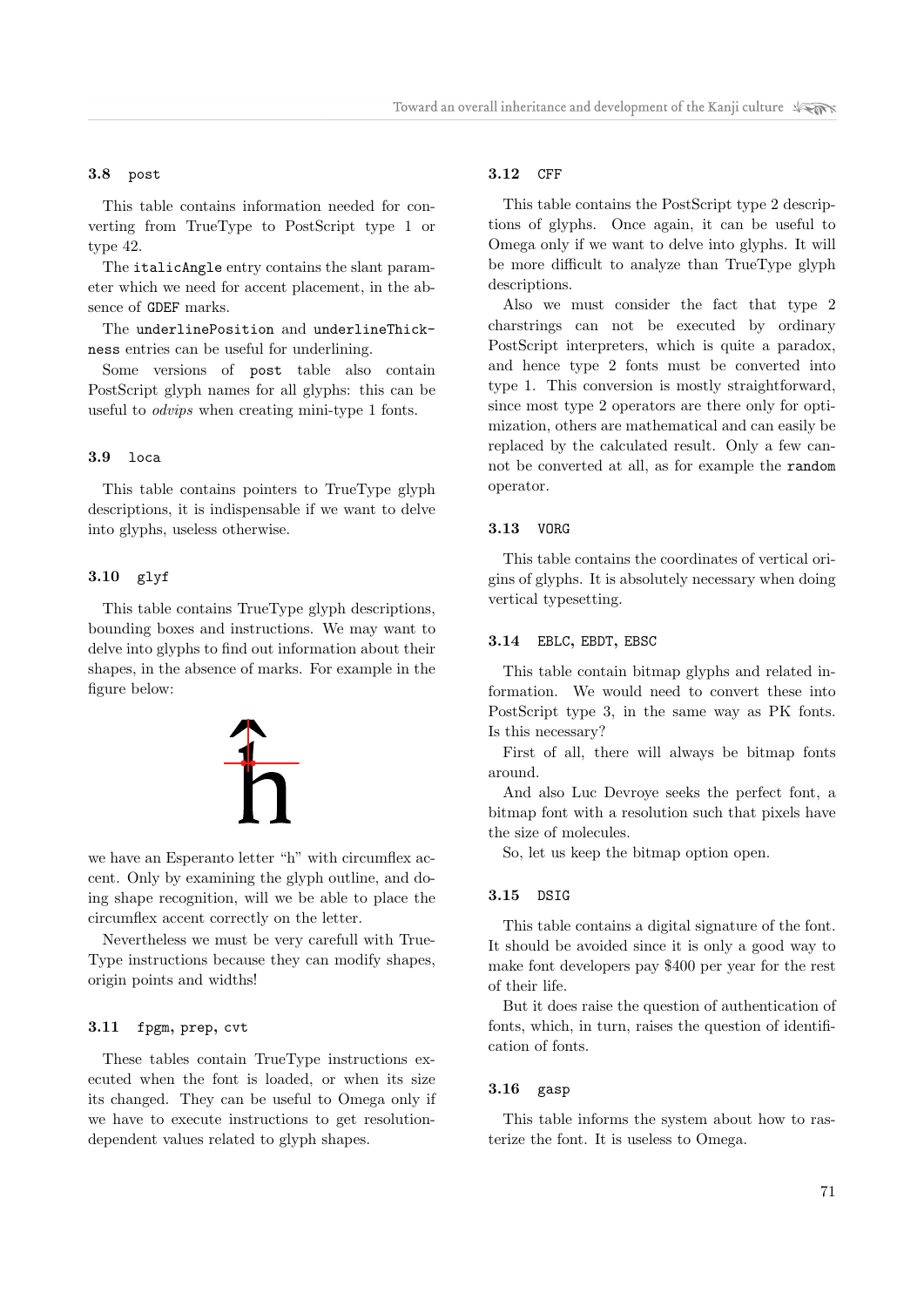### 3.8 post

This table contains information needed for converting from TrueType to PostScript type 1 or type 42.

The `italicAngle` entry contains the slant parameter which we need for accent placement, in the absence of `GDEF` marks.

The `underlinePosition` and `underlineThickness` entries can be useful for underlining.

Some versions of `post` table also contain PostScript glyph names for all glyphs: this can be useful to *odvips* when creating mini-type 1 fonts.

### 3.9 loca

This table contains pointers to TrueType glyph descriptions, it is indispensable if we want to delve into glyphs, useless otherwise.

### 3.10 glyf

This table contains TrueType glyph descriptions, bounding boxes and instructions. We may want to delve into glyphs to find out information about their shapes, in the absence of marks. For example in the figure below:

we have an Esperanto letter "h" with circumflex accent. Only by examining the glyph outline, and doing shape recognition, will we be able to place the circumflex accent correctly on the letter.

Nevertheless we must be very carefull with TrueType instructions because they can modify shapes, origin points and widths!

### 3.11 fpgm, prep, cvt

These tables contain TrueType instructions executed when the font is loaded, or when its size its changed. They can be useful to Omega only if we have to execute instructions to get resolution-dependent values related to glyph shapes.

### 3.12 CFF

This table contains the PostScript type 2 descriptions of glyphs. Once again, it can be useful to Omega only if we want to delve into glyphs. It will be more difficult to analyze than TrueType glyph descriptions.

Also we must consider the fact that type 2 charstrings can not be executed by ordinary PostScript interpreters, which is quite a paradox, and hence type 2 fonts must be converted into type 1. This conversion is mostly straightforward, since most type 2 operators are there only for optimization, others are mathematical and can easily be replaced by the calculated result. Only a few cannot be converted at all, as for example the `random` operator.

### 3.13 VORG

This table contains the coordinates of vertical origins of glyphs. It is absolutely necessary when doing vertical typesetting.

### 3.14 EBLC, EBDT, EBSC

This table contain bitmap glyphs and related information. We would need to convert these into PostScript type 3, in the same way as PK fonts. Is this necessary?

First of all, there will always be bitmap fonts around.

And also Luc Devroye seeks the perfect font, a bitmap font with a resolution such that pixels have the size of molecules.

So, let us keep the bitmap option open.

### 3.15 DSIG

This table contains a digital signature of the font. It should be avoided since it is only a good way to make font developers pay $400 per year for the rest of their life.

But it does raise the question of authentication of fonts, which, in turn, raises the question of identification of fonts.

### 3.16 gasp

This table informs the system about how to rasterize the font. It is useless to Omega.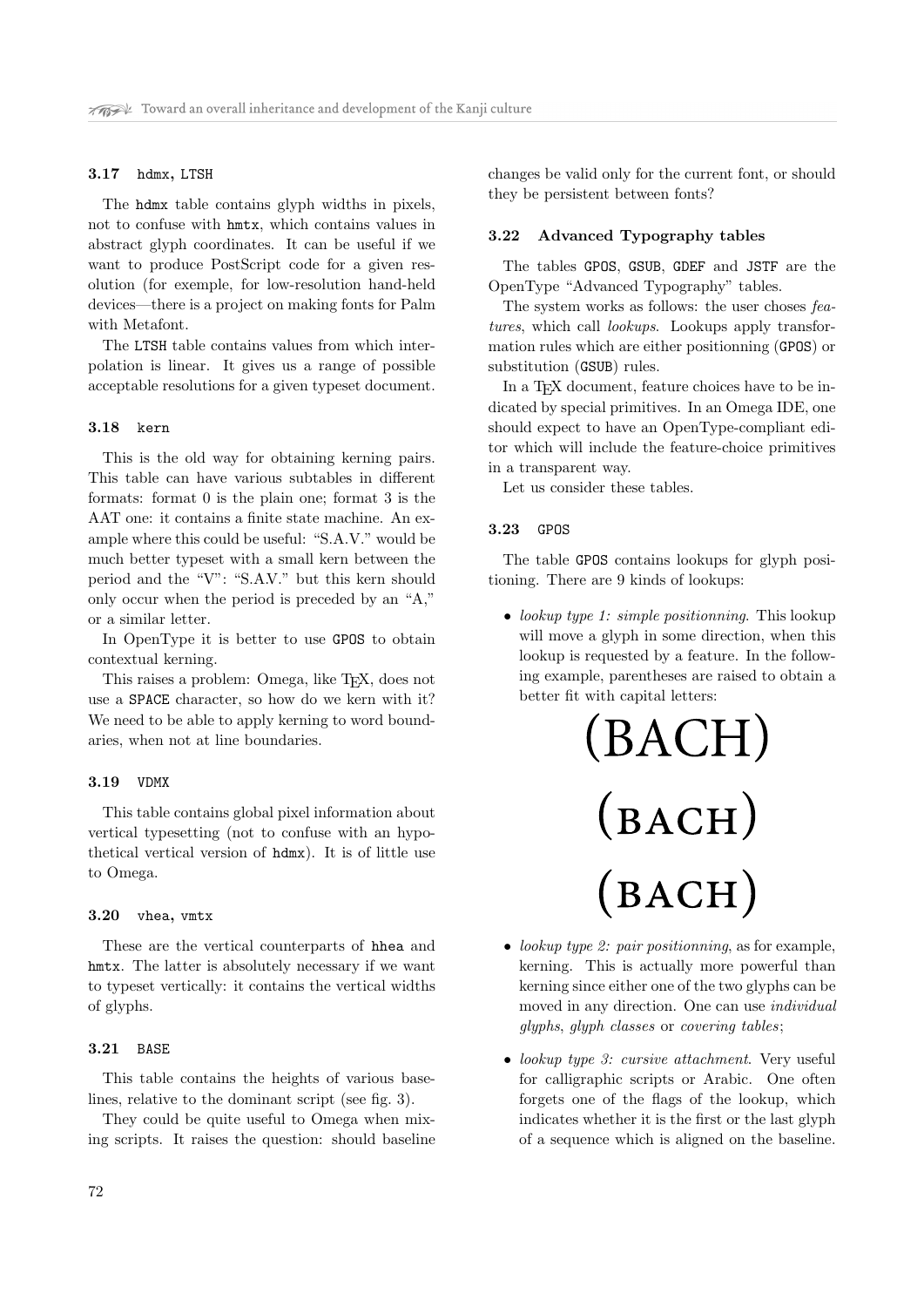### 3.17 `hdmx`, `LTSH`

The `hdmx` table contains glyph widths in pixels, not to confuse with `hmtx`, which contains values in abstract glyph coordinates. It can be useful if we want to produce PostScript code for a given resolution (for exemple, for low-resolution hand-held devices—there is a project on making fonts for Palm with Metafont.

The `LTSH` table contains values from which interpolation is linear. It gives us a range of possible acceptable resolutions for a given typeset document.

### 3.18 `kern`

This is the old way for obtaining kerning pairs. This table can have various subtables in different formats: format 0 is the plain one; format 3 is the AAT one: it contains a finite state machine. An example where this could be useful: "S.A.V." would be much better typeset with a small kern between the period and the "V": "S.A.V." but this kern should only occur when the period is preceded by an "A," or a similar letter.

In OpenType it is better to use `GPOS` to obtain contextual kerning.

This raises a problem: Omega, like TEX, does not use a `SPACE` character, so how do we kern with it? We need to be able to apply kerning to word boundaries, when not at line boundaries.

### 3.19 `VDMX`

This table contains global pixel information about vertical typesetting (not to confuse with an hypothetical vertical version of `hdmx`). It is of little use to Omega.

### 3.20 `vhea`, `vmtx`

These are the vertical counterparts of `hhea` and `hmtx`. The latter is absolutely necessary if we want to typeset vertically: it contains the vertical widths of glyphs.

### 3.21 `BASE`

This table contains the heights of various baselines, relative to the dominant script (see fig. 3).

They could be quite useful to Omega when mixing scripts. It raises the question: should baseline changes be valid only for the current font, or should they be persistent between fonts?

### 3.22 Advanced Typography tables

The tables `GPOS`, `GSUB`, `GDEF` and `JSTF` are the OpenType "Advanced Typography" tables.

The system works as follows: the user choses *features*, which call *lookups*. Lookups apply transformation rules which are either positionning (`GPOS`) or substitution (`GSUB`) rules.

In a TEX document, feature choices have to be indicated by special primitives. In an Omega IDE, one should expect to have an OpenType-compliant editor which will include the feature-choice primitives in a transparent way.

Let us consider these tables.

### 3.23 `GPOS`

The table `GPOS` contains lookups for glyph positioning. There are 9 kinds of lookups:

- *lookup type 1: simple positionning*. This lookup will move a glyph in some direction, when this lookup is requested by a feature. In the following example, parentheses are raised to obtain a better fit with capital letters:

  (BACH)

  (BACH)

  (BACH)

- *lookup type 2: pair positionning*, as for example, kerning. This is actually more powerful than kerning since either one of the two glyphs can be moved in any direction. One can use *individual glyphs*, *glyph classes* or *covering tables*;
- *lookup type 3: cursive attachment*. Very useful for calligraphic scripts or Arabic. One often forgets one of the flags of the lookup, which indicates whether it is the first or the last glyph of a sequence which is aligned on the baseline.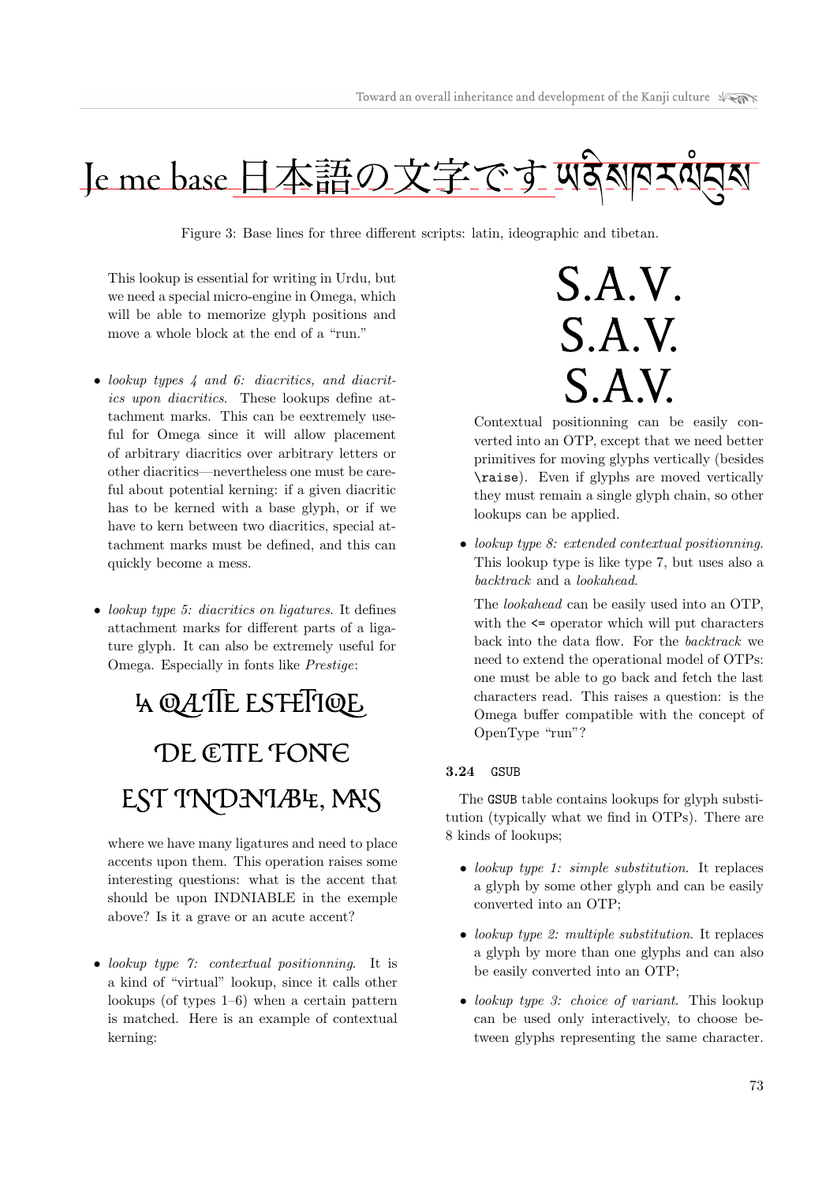Je me base 日本語の文字です ཡིག་ཆ་ནང་གི་ཡིག་གཟུགས

Figure 3: Base lines for three different scripts: latin, ideographic and tibetan.

This lookup is essential for writing in Urdu, but we need a special micro-engine in Omega, which will be able to memorize glyph positions and move a whole block at the end of a "run."

- *lookup types 4 and 6: diacritics, and diacritics upon diacritics*. These lookups define attachment marks. This can be eextremely useful for Omega since it will allow placement of arbitrary diacritics over arbitrary letters or other diacritics—nevertheless one must be careful about potential kerning: if a given diacritic has to be kerned with a base glyph, or if we have to kern between two diacritics, special attachment marks must be defined, and this can quickly become a mess.

- *lookup type 5: diacritics on ligatures*. It defines attachment marks for different parts of a ligature glyph. It can also be extremely useful for Omega. Especially in fonts like *Prestige*:

LA QUALITE ESTHETIQUE
DE CETTE FONTE
EST INDENIABLE, MAIS

where we have many ligatures and need to place accents upon them. This operation raises some interesting questions: what is the accent that should be upon INDNIABLE in the exemple above? Is it a grave or an acute accent?

- *lookup type 7: contextual positionning*. It is a kind of "virtual" lookup, since it calls other lookups (of types 1–6) when a certain pattern is matched. Here is an example of contextual kerning:

S.A.V.
S.A.V.
S.A.V.

Contextual positionning can be easily converted into an OTP, except that we need better primitives for moving glyphs vertically (besides `\raise`). Even if glyphs are moved vertically they must remain a single glyph chain, so other lookups can be applied.

- *lookup type 8: extended contextual positionning*. This lookup type is like type 7, but uses also a *backtrack* and a *lookahead*.

  The *lookahead* can be easily used into an OTP, with the `<=` operator which will put characters back into the data flow. For the *backtrack* we need to extend the operational model of OTPs: one must be able to go back and fetch the last characters read. This raises a question: is the Omega buffer compatible with the concept of OpenType "run"?

### 3.24 GSUB

The GSUB table contains lookups for glyph substitution (typically what we find in OTPs). There are 8 kinds of lookups;

- *lookup type 1: simple substitution*. It replaces a glyph by some other glyph and can be easily converted into an OTP;

- *lookup type 2: multiple substitution*. It replaces a glyph by more than one glyphs and can also be easily converted into an OTP;

- *lookup type 3: choice of variant*. This lookup can be used only interactively, to choose between glyphs representing the same character.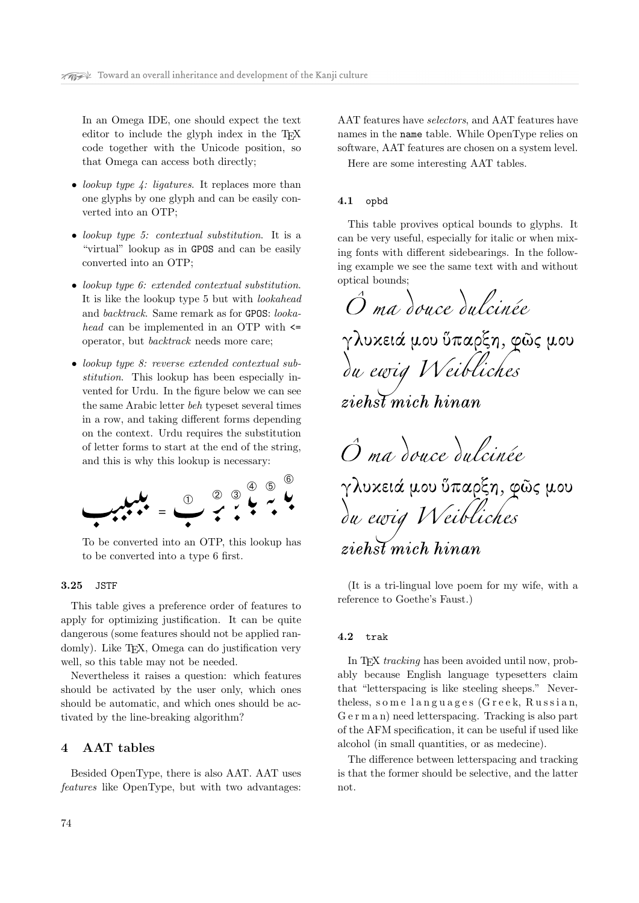In an Omega IDE, one should expect the text editor to include the glyph index in the TEX code together with the Unicode position, so that Omega can access both directly;

- *lookup type 4: ligatures*. It replaces more than one glyphs by one glyph and can be easily converted into an OTP;
- *lookup type 5: contextual substitution*. It is a "virtual" lookup as in GPOS and can be easily converted into an OTP;
- *lookup type 6: extended contextual substitution*. It is like the lookup type 5 but with *lookahead* and *backtrack*. Same remark as for GPOS: *lookahead* can be implemented in an OTP with <= operator, but *backtrack* needs more care;
- *lookup type 8: reverse extended contextual substitution*. This lookup has been especially invented for Urdu. In the figure below we can see the same Arabic letter *beh* typeset several times in a row, and taking different forms depending on the context. Urdu requires the substitution of letter forms to start at the end of the string, and this is why this lookup is necessary:

ببببب = ب ① ب ② ب ③ ب ④ ب ⑤ ب ⑥

To be converted into an OTP, this lookup has to be converted into a type 6 first.

### 3.25 JSTF

This table gives a preference order of features to apply for optimizing justification. It can be quite dangerous (some features should not be applied randomly). Like TEX, Omega can do justification very well, so this table may not be needed.

Nevertheless it raises a question: which features should be activated by the user only, which ones should be automatic, and which ones should be activated by the line-breaking algorithm?

## 4 AAT tables

Besided OpenType, there is also AAT. AAT uses *features* like OpenType, but with two advantages: AAT features have *selectors*, and AAT features have names in the name table. While OpenType relies on software, AAT features are chosen on a system level.

Here are some interesting AAT tables.

### 4.1 opbd

This table provives optical bounds to glyphs. It can be very useful, especially for italic or when mixing fonts with different sidebearings. In the following example we see the same text with and without optical bounds;

Ô ma douce dulcinée
γλυκειά μου ὕπαρξη, φῶς μου
du ewig Weibliches
ziehst mich hinan

Ô ma douce dulcinée
γλυκειά μου ὕπαρξη, φῶς μου
du ewig Weibliches
ziehst mich hinan

(It is a tri-lingual love poem for my wife, with a reference to Goethe's Faust.)

### 4.2 trak

In TEX *tracking* has been avoided until now, probably because English language typesetters claim that "letterspacing is like steeling sheeps." Nevertheless, s o m e l a n g u a g e s (G r e e k, R u s s i a n, G e r m a n) need letterspacing. Tracking is also part of the AFM specification, it can be useful if used like alcohol (in small quantities, or as medecine).

The difference between letterspacing and tracking is that the former should be selective, and the latter not.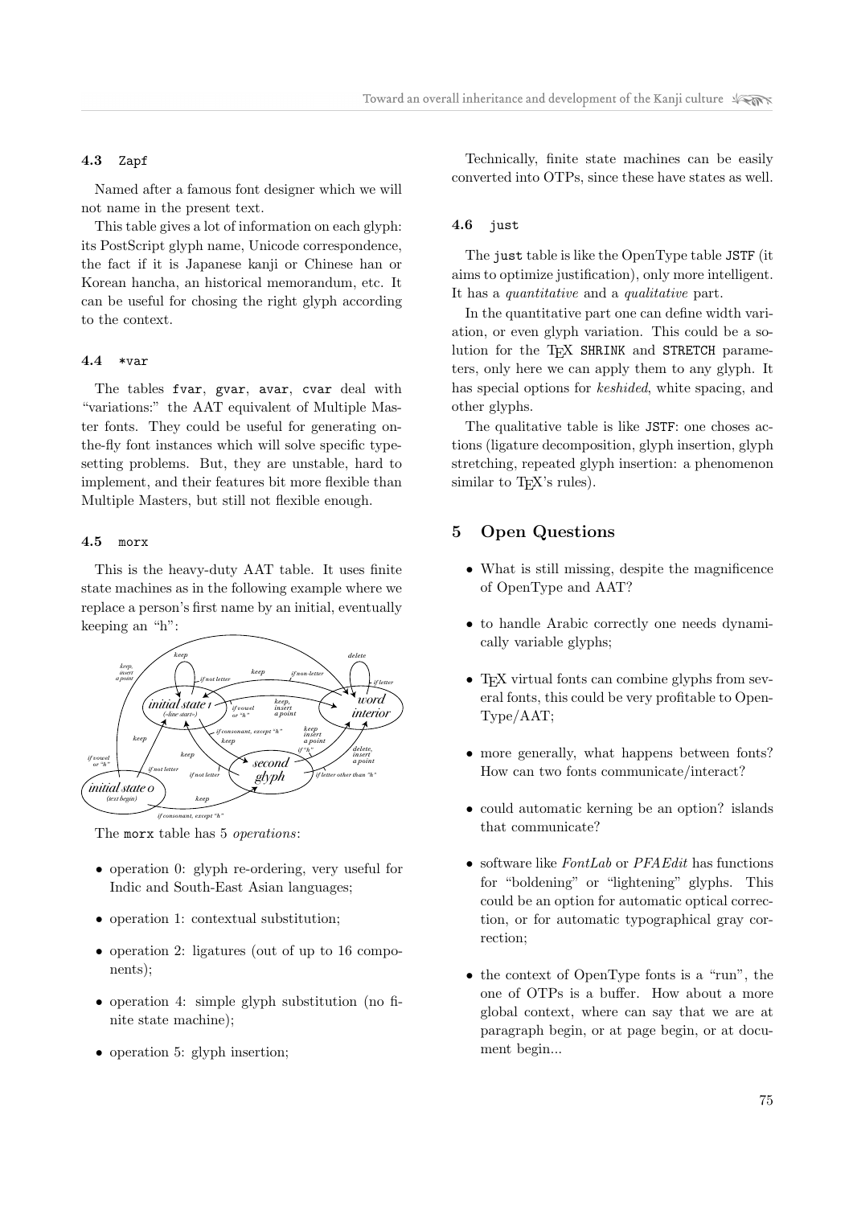### 4.3 Zapf

Named after a famous font designer which we will not name in the present text.

This table gives a lot of information on each glyph: its PostScript glyph name, Unicode correspondence, the fact if it is Japanese kanji or Chinese han or Korean hancha, an historical memorandum, etc. It can be useful for chosing the right glyph according to the context.

### 4.4 *var

The tables fvar, gvar, avar, cvar deal with "variations:" the AAT equivalent of Multiple Master fonts. They could be useful for generating on-the-fly font instances which will solve specific typesetting problems. But, they are unstable, hard to implement, and their features bit more flexible than Multiple Masters, but still not flexible enough.

### 4.5 morx

This is the heavy-duty AAT table. It uses finite state machines as in the following example where we replace a person's first name by an initial, eventually keeping an "h":

The morx table has 5 *operations*:

- operation 0: glyph re-ordering, very useful for Indic and South-East Asian languages;
- operation 1: contextual substitution;
- operation 2: ligatures (out of up to 16 components);
- operation 4: simple glyph substitution (no finite state machine);
- operation 5: glyph insertion;

Technically, finite state machines can be easily converted into OTPs, since these have states as well.

### 4.6 just

The just table is like the OpenType table JSTF (it aims to optimize justification), only more intelligent. It has a *quantitative* and a *qualitative* part.

In the quantitative part one can define width variation, or even glyph variation. This could be a solution for the TEX SHRINK and STRETCH parameters, only here we can apply them to any glyph. It has special options for *keshided*, white spacing, and other glyphs.

The qualitative table is like JSTF: one choses actions (ligature decomposition, glyph insertion, glyph stretching, repeated glyph insertion: a phenomenon similar to TEX's rules).

## 5 Open Questions

- What is still missing, despite the magnificence of OpenType and AAT?
- to handle Arabic correctly one needs dynamically variable glyphs;
- TEX virtual fonts can combine glyphs from several fonts, this could be very profitable to OpenType/AAT;
- more generally, what happens between fonts? How can two fonts communicate/interact?
- could automatic kerning be an option? islands that communicate?
- software like *FontLab* or *PFAEdit* has functions for "boldening" or "lightening" glyphs. This could be an option for automatic optical correction, or for automatic typographical gray correction;
- the context of OpenType fonts is a "run", the one of OTPs is a buffer. How about a more global context, where can say that we are at paragraph begin, or at page begin, or at document begin...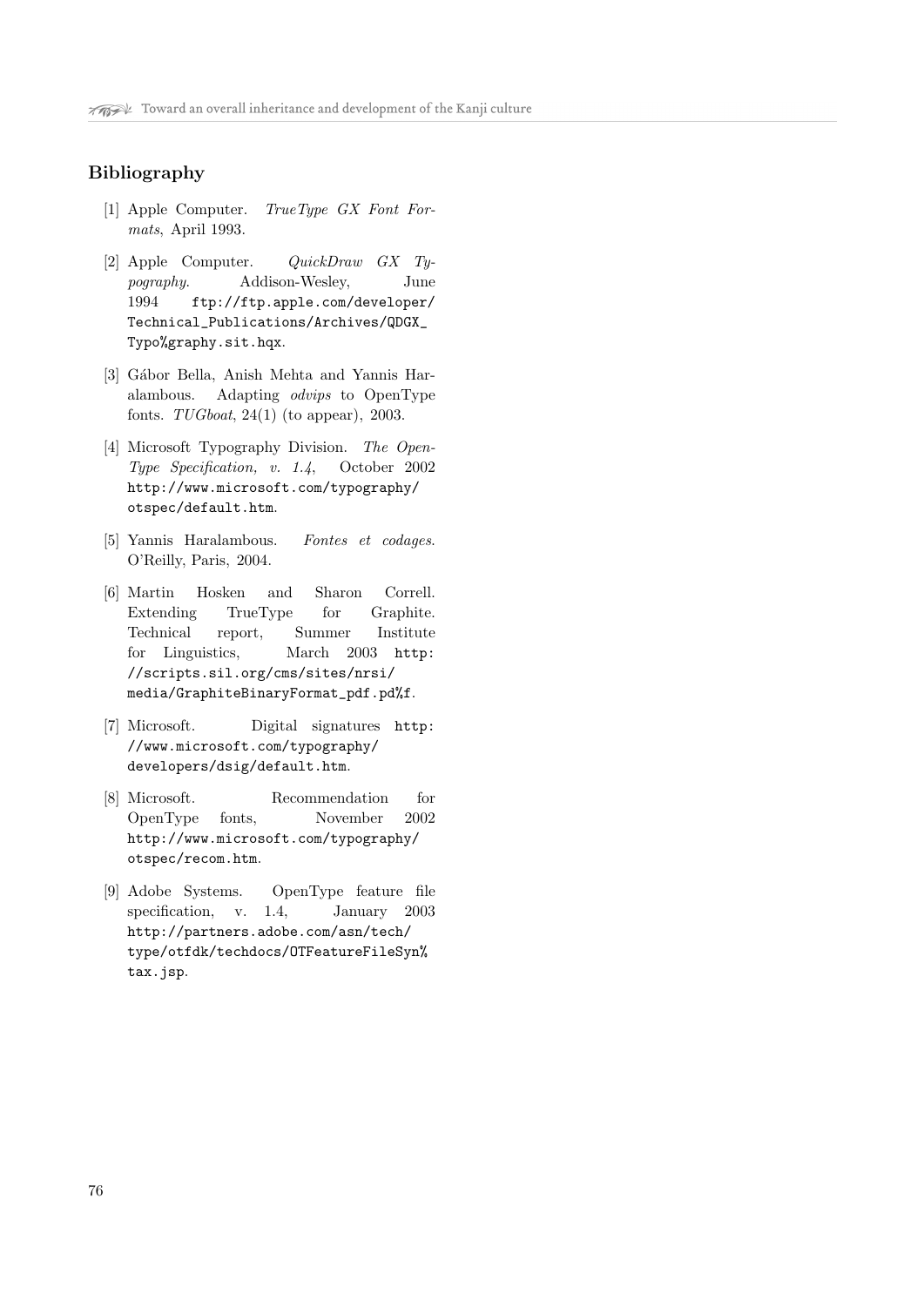## Bibliography

[1] Apple Computer. *TrueType GX Font Formats*, April 1993.

[2] Apple Computer. *QuickDraw GX Typography*. Addison-Wesley, June 1994 ftp://ftp.apple.com/developer/Technical_Publications/Archives/QDGX_Typo%graphy.sit.hqx.

[3] Gábor Bella, Anish Mehta and Yannis Haralambous. Adapting *odvips* to OpenType fonts. *TUGboat*, 24(1) (to appear), 2003.

[4] Microsoft Typography Division. *The OpenType Specification, v. 1.4*, October 2002 http://www.microsoft.com/typography/otspec/default.htm.

[5] Yannis Haralambous. *Fontes et codages*. O'Reilly, Paris, 2004.

[6] Martin Hosken and Sharon Correll. Extending TrueType for Graphite. Technical report, Summer Institute for Linguistics, March 2003 http://scripts.sil.org/cms/sites/nrsi/media/GraphiteBinaryFormat_pdf.pd%f.

[7] Microsoft. Digital signatures http://www.microsoft.com/typography/developers/dsig/default.htm.

[8] Microsoft. Recommendation for OpenType fonts, November 2002 http://www.microsoft.com/typography/otspec/recom.htm.

[9] Adobe Systems. OpenType feature file specification, v. 1.4, January 2003 http://partners.adobe.com/asn/tech/type/otfdk/techdocs/OTFeatureFileSyn%tax.jsp.